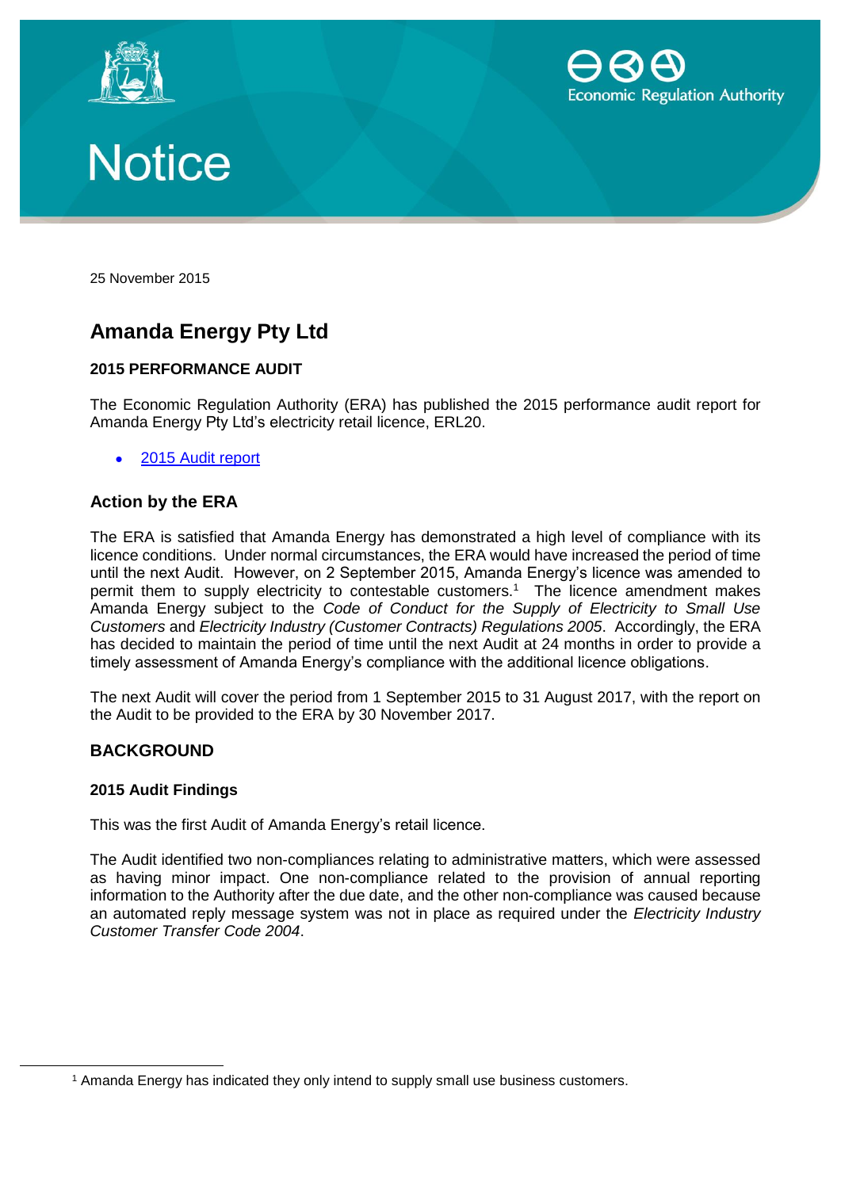# Notice

25 November 2015

## Amanda Energy Pty Ltd

### 2015 PERFORMANCE AUDIT

The Economic Regulation Authority (ERA) has published the 2015 performance audit report for Amanda Energy Pty Ltd's electricity retail licence, ERL20.

- 2015 Audit report

### Action by the ERA

The ERA is satisfied that Amanda Energy has demonstrated a high level of compliance with its licence conditions. Under normal circumstances, the ERA would have increased the period of time until the next Audit. However, on 2 September 2015, Amanda Energy's licence was amended to permit them to supply electricity to contestable customers.[1] The licence amendment makes Amanda Energy subject to the *Code of Conduct for the Supply of Electricity to Small Use Customers* and *Electricity Industry (Customer Contracts) Regulations 2005*. Accordingly, the ERA has decided to maintain the period of time until the next Audit at 24 months in order to provide a timely assessment of Amanda Energy's compliance with the additional licence obligations.

The next Audit will cover the period from 1 September 2015 to 31 August 2017, with the report on the Audit to be provided to the ERA by 30 November 2017.

### BACKGROUND

#### 2015 Audit Findings

This was the first Audit of Amanda Energy's retail licence.

The Audit identified two non-compliances relating to administrative matters, which were assessed as having minor impact. One non-compliance related to the provision of annual reporting information to the Authority after the due date, and the other non-compliance was caused because an automated reply message system was not in place as required under the *Electricity Industry Customer Transfer Code 2004*.

[1] Amanda Energy has indicated they only intend to supply small use business customers.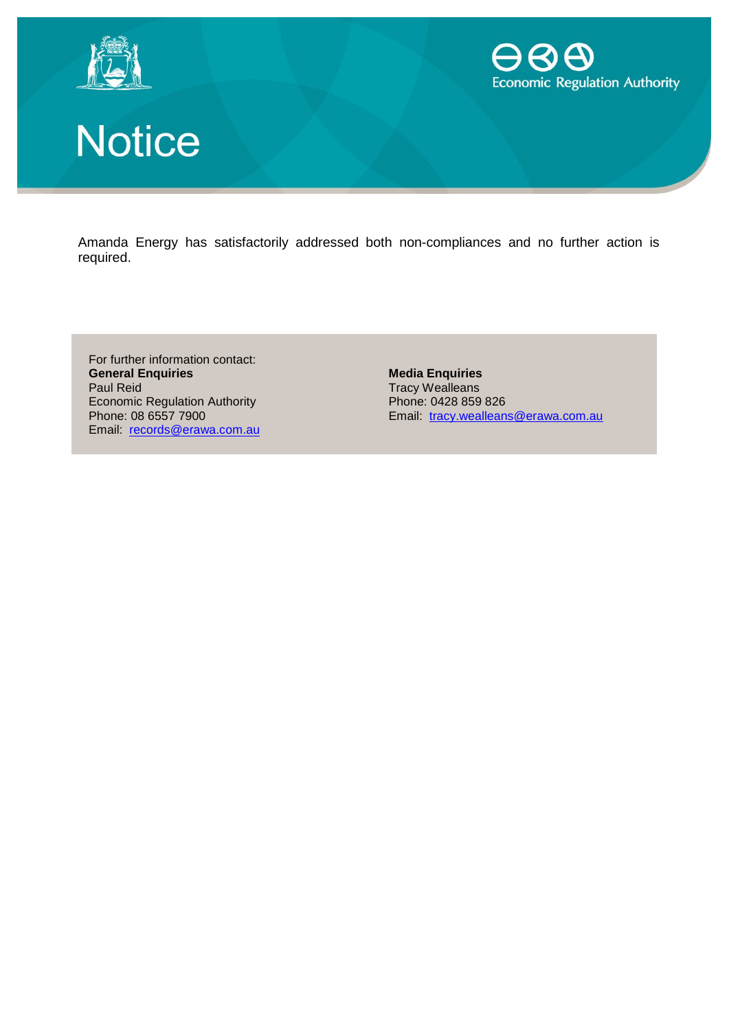# Notice

Amanda Energy has satisfactorily addressed both non-compliances and no further action is required.

For further information contact:

**General Enquiries**
Paul Reid
Economic Regulation Authority
Phone: 08 6557 7900
Email: records@erawa.com.au

**Media Enquiries**
Tracy Wealleans
Phone: 0428 859 826
Email: tracy.wealleans@erawa.com.au